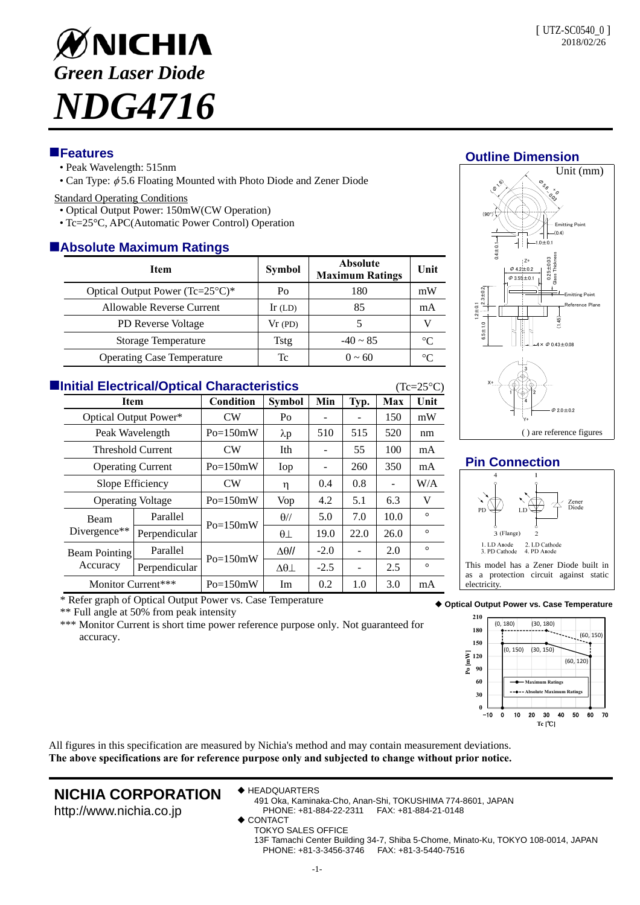# NICHIA

## Green Laser Diode

# NDG4716

[ UTZ-SC0540_0 ]
2018/02/26

## ■Features

- Peak Wavelength: 515nm
- Can Type: $\phi$5.6 Floating Mounted with Photo Diode and Zener Diode

Standard Operating Conditions

- Optical Output Power: 150mW(CW Operation)
- Tc=25°C, APC(Automatic Power Control) Operation

## ■Absolute Maximum Ratings

| Item | Symbol | Absolute Maximum Ratings | Unit |
|---|---|---|---|
| Optical Output Power (Tc=25°C)* | Po | 180 | mW |
| Allowable Reverse Current | Ir (LD) | 85 | mA |
| PD Reverse Voltage | Vr (PD) | 5 | V |
| Storage Temperature | Tstg | -40 ~ 85 | °C |
| Operating Case Temperature | Tc | 0 ~ 60 | °C |

## ■Initial Electrical/Optical Characteristics

(Tc=25°C)

| Item | | Condition | Symbol | Min | Typ. | Max | Unit |
|---|---|---|---|---|---|---|---|
| Optical Output Power* | | CW | Po | - | - | 150 | mW |
| Peak Wavelength | | Po=150mW | λp | 510 | 515 | 520 | nm |
| Threshold Current | | CW | Ith | - | 55 | 100 | mA |
| Operating Current | | Po=150mW | Iop | - | 260 | 350 | mA |
| Slope Efficiency | | CW | η | 0.4 | 0.8 | - | W/A |
| Operating Voltage | | Po=150mW | Vop | 4.2 | 5.1 | 6.3 | V |
| Beam Divergence** | Parallel | Po=150mW | θ// | 5.0 | 7.0 | 10.0 | ° |
| | Perpendicular | | θ⊥ | 19.0 | 22.0 | 26.0 | ° |
| Beam Pointing Accuracy | Parallel | Po=150mW | Δθ// | -2.0 | - | 2.0 | ° |
| | Perpendicular | | Δθ⊥ | -2.5 | - | 2.5 | ° |
| Monitor Current*** | | Po=150mW | Im | 0.2 | 1.0 | 3.0 | mA |

\* Refer graph of Optical Output Power vs. Case Temperature

\*\* Full angle at 50% from peak intensity

\*\*\* Monitor Current is short time power reference purpose only. Not guaranteed for accuracy.

## Outline Dimension

Unit (mm)

( ) are reference figures

## Pin Connection

1. LD Anode 2. LD Cathode
3. PD Cathode 4. PD Anode

This model has a Zener Diode built in as a protection circuit against static electricity.

◆ **Optical Output Power vs. Case Temperature**

All figures in this specification are measured by Nichia's method and may contain measurement deviations.
**The above specifications are for reference purpose only and subjected to change without prior notice.**

**NICHIA CORPORATION**
http://www.nichia.co.jp

◆ HEADQUARTERS
491 Oka, Kaminaka-Cho, Anan-Shi, TOKUSHIMA 774-8601, JAPAN
PHONE: +81-884-22-2311 FAX: +81-884-21-0148

◆ CONTACT
TOKYO SALES OFFICE
13F Tamachi Center Building 34-7, Shiba 5-Chome, Minato-Ku, TOKYO 108-0014, JAPAN
PHONE: +81-3-3456-3746 FAX: +81-3-5440-7516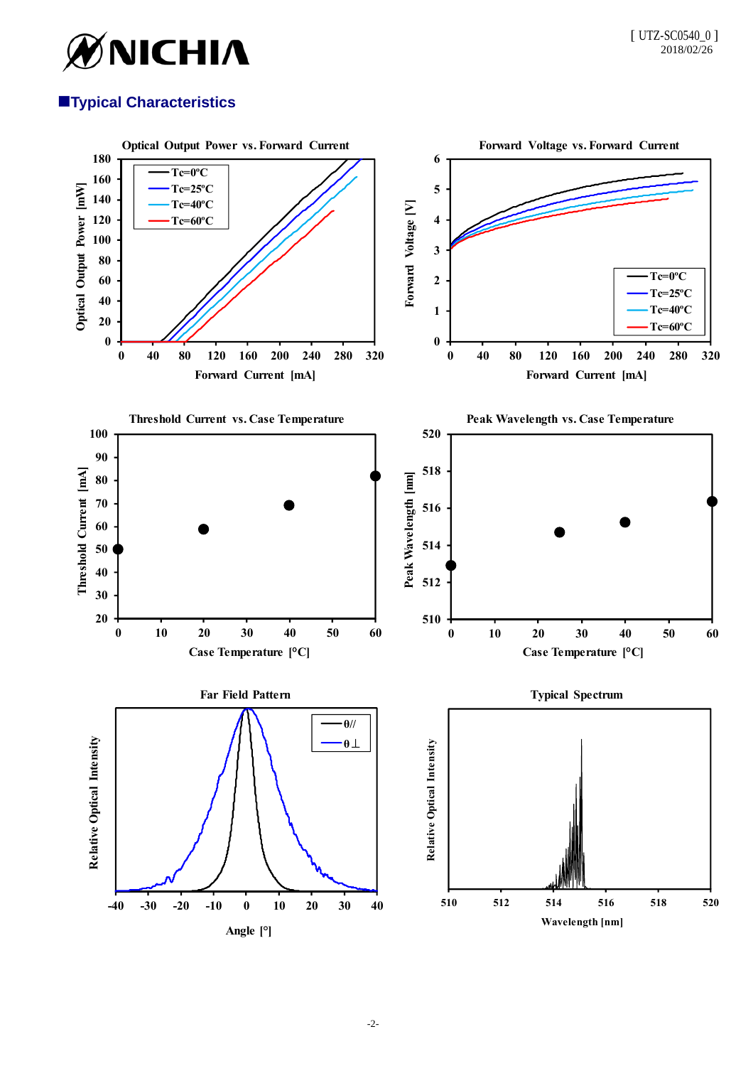## ■Typical Characteristics

**Optical Output Power vs. Forward Current**

Optical Output Power [mW]

Forward Current [mA]

Tc=0ºC
Tc=25ºC
Tc=40ºC
Tc=60ºC

**Forward Voltage vs. Forward Current**

Forward Voltage [V]

Forward Current [mA]

Tc=0ºC
Tc=25ºC
Tc=40ºC
Tc=60ºC

**Threshold Current vs. Case Temperature**

Threshold Current [mA]

Case Temperature [°C]

**Peak Wavelength vs. Case Temperature**

Peak Wavelength [nm]

Case Temperature [°C]

**Far Field Pattern**

Relative Optical Intensity

Angle [°]

θ//
θ⊥

**Typical Spectrum**

Relative Optical Intensity

Wavelength [nm]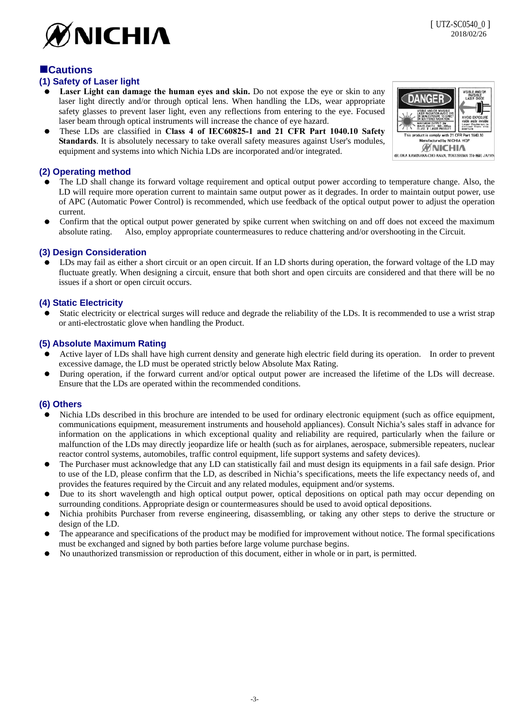## ■Cautions

### (1) Safety of Laser light

- **Laser Light can damage the human eyes and skin.** Do not expose the eye or skin to any laser light directly and/or through optical lens. When handling the LDs, wear appropriate safety glasses to prevent laser light, even any reflections from entering to the eye. Focused laser beam through optical instruments will increase the chance of eye hazard.
- These LDs are classified in **Class 4 of IEC60825-1 and 21 CFR Part 1040.10 Safety Standards**. It is absolutely necessary to take overall safety measures against User's modules, equipment and systems into which Nichia LDs are incorporated and/or integrated.

DANGER
VISIBLE AND/OR INVISIBLE LASER RADIATION-AVOID EYE OR SKIN EXPOSURE TO DIRECT OR SCATTERED RADIATION
MAXIMUM OUTPUT 3W
WAVELENGTH 380~500nm
CLASS IV LASER PRODUCT
VISIBLE AND/OR INVISIBLE LASER DIODE
AVOID EXPOSURE
Visible and/or invisible Laser Radiation is emitted from this aperture
This product is comply with 21 CFR Part 1040.10
Manufactured by NICHIA HQP
NICHIA
491 OKA KAMINAKA-CHO ANAN, TOKUSHIMA 774-8601 JAPAN

### (2) Operating method

- The LD shall change its forward voltage requirement and optical output power according to temperature change. Also, the LD will require more operation current to maintain same output power as it degrades. In order to maintain output power, use of APC (Automatic Power Control) is recommended, which use feedback of the optical output power to adjust the operation current.
- Confirm that the optical output power generated by spike current when switching on and off does not exceed the maximum absolute rating. Also, employ appropriate countermeasures to reduce chattering and/or overshooting in the Circuit.

### (3) Design Consideration

- LDs may fail as either a short circuit or an open circuit. If an LD shorts during operation, the forward voltage of the LD may fluctuate greatly. When designing a circuit, ensure that both short and open circuits are considered and that there will be no issues if a short or open circuit occurs.

### (4) Static Electricity

- Static electricity or electrical surges will reduce and degrade the reliability of the LDs. It is recommended to use a wrist strap or anti-electrostatic glove when handling the Product.

### (5) Absolute Maximum Rating

- Active layer of LDs shall have high current density and generate high electric field during its operation. In order to prevent excessive damage, the LD must be operated strictly below Absolute Max Rating.
- During operation, if the forward current and/or optical output power are increased the lifetime of the LDs will decrease. Ensure that the LDs are operated within the recommended conditions.

### (6) Others

- Nichia LDs described in this brochure are intended to be used for ordinary electronic equipment (such as office equipment, communications equipment, measurement instruments and household appliances). Consult Nichia's sales staff in advance for information on the applications in which exceptional quality and reliability are required, particularly when the failure or malfunction of the LDs may directly jeopardize life or health (such as for airplanes, aerospace, submersible repeaters, nuclear reactor control systems, automobiles, traffic control equipment, life support systems and safety devices).
- The Purchaser must acknowledge that any LD can statistically fail and must design its equipments in a fail safe design. Prior to use of the LD, please confirm that the LD, as described in Nichia's specifications, meets the life expectancy needs of, and provides the features required by the Circuit and any related modules, equipment and/or systems.
- Due to its short wavelength and high optical output power, optical depositions on optical path may occur depending on surrounding conditions. Appropriate design or countermeasures should be used to avoid optical depositions.
- Nichia prohibits Purchaser from reverse engineering, disassembling, or taking any other steps to derive the structure or design of the LD.
- The appearance and specifications of the product may be modified for improvement without notice. The formal specifications must be exchanged and signed by both parties before large volume purchase begins.
- No unauthorized transmission or reproduction of this document, either in whole or in part, is permitted.